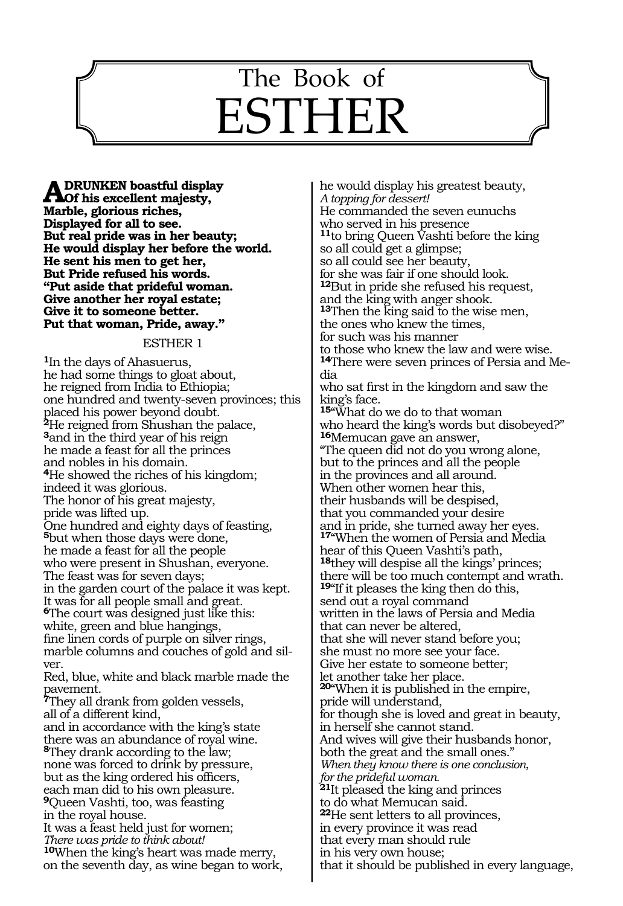# The Book of ESTHER

**A DRUNKEN boastful display**
**Of his excellent majesty,**
**Marble, glorious riches,**
**Displayed for all to see.**
**But real pride was in her beauty;**
**He would display her before the world.**
**He sent his men to get her,**
**But Pride refused his words.**
**"Put aside that prideful woman.**
**Give another her royal estate;**
**Give it to someone better.**
**Put that woman, Pride, away."**

## ESTHER 1

**1**In the days of Ahasuerus,
he had some things to gloat about,
he reigned from India to Ethiopia;
one hundred and twenty-seven provinces; this placed his power beyond doubt.
**2**He reigned from Shushan the palace,
**3**and in the third year of his reign
he made a feast for all the princes
and nobles in his domain.
**4**He showed the riches of his kingdom;
indeed it was glorious.
The honor of his great majesty,
pride was lifted up.
One hundred and eighty days of feasting,
**5**but when those days were done,
he made a feast for all the people
who were present in Shushan, everyone.
The feast was for seven days;
in the garden court of the palace it was kept.
It was for all people small and great.
**6**The court was designed just like this:
white, green and blue hangings,
fine linen cords of purple on silver rings,
marble columns and couches of gold and silver.
Red, blue, white and black marble made the pavement.
**7**They all drank from golden vessels,
all of a different kind,
and in accordance with the king's state
there was an abundance of royal wine.
**8**They drank according to the law;
none was forced to drink by pressure,
but as the king ordered his officers,
each man did to his own pleasure.
**9**Queen Vashti, too, was feasting
in the royal house.
It was a feast held just for women;
*There was pride to think about!*
**10**When the king's heart was made merry,
on the seventh day, as wine began to work,
he would display his greatest beauty,
*A topping for dessert!*
He commanded the seven eunuchs
who served in his presence
**11**to bring Queen Vashti before the king
so all could get a glimpse;
so all could see her beauty,
for she was fair if one should look.
**12**But in pride she refused his request,
and the king with anger shook.
**13**Then the king said to the wise men,
the ones who knew the times,
for such was his manner
to those who knew the law and were wise.
**14**There were seven princes of Persia and Media
who sat first in the kingdom and saw the king's face.
**15**"What do we do to that woman
who heard the king's words but disobeyed?"
**16**Memucan gave an answer,
"The queen did not do you wrong alone,
but to the princes and all the people
in the provinces and all around.
When other women hear this,
their husbands will be despised,
that you commanded your desire
and in pride, she turned away her eyes.
**17**"When the women of Persia and Media
hear of this Queen Vashti's path,
**18**they will despise all the kings' princes;
there will be too much contempt and wrath.
**19**"If it pleases the king then do this,
send out a royal command
written in the laws of Persia and Media
that can never be altered,
that she will never stand before you;
she must no more see your face.
Give her estate to someone better;
let another take her place.
**20**"When it is published in the empire,
pride will understand,
for though she is loved and great in beauty,
in herself she cannot stand.
And wives will give their husbands honor,
both the great and the small ones."
*When they know there is one conclusion,*
*for the prideful woman.*
**21**It pleased the king and princes
to do what Memucan said.
**22**He sent letters to all provinces,
in every province it was read
that every man should rule
in his very own house;
that it should be published in every language,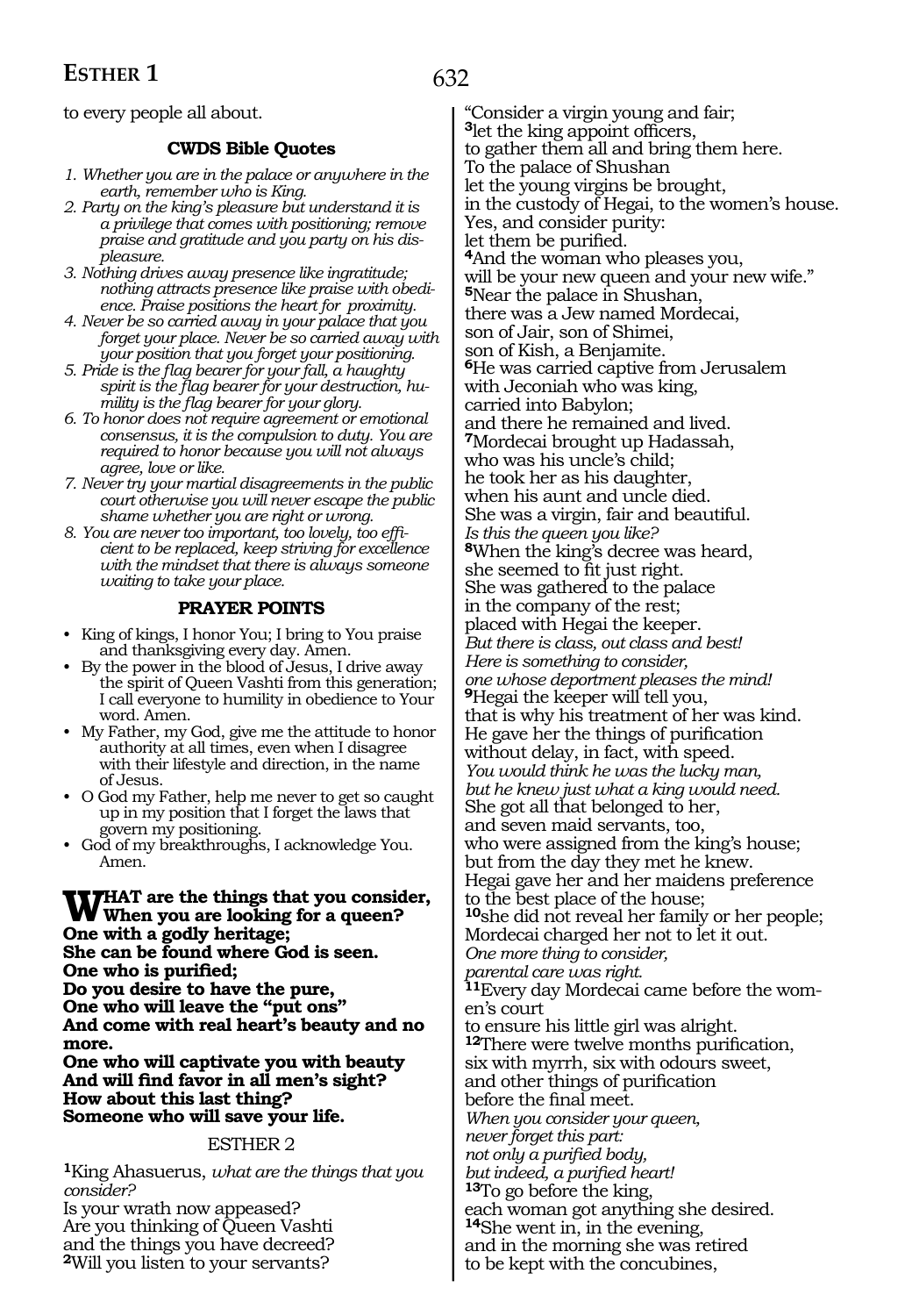to every people all about.

### CWDS Bible Quotes

1. *Whether you are in the palace or anywhere in the earth, remember who is King.*
2. *Party on the king's pleasure but understand it is a privilege that comes with positioning; remove praise and gratitude and you party on his displeasure.*
3. *Nothing drives away presence like ingratitude; nothing attracts presence like praise with obedience. Praise positions the heart for proximity.*
4. *Never be so carried away in your palace that you forget your place. Never be so carried away with your position that you forget your positioning.*
5. *Pride is the flag bearer for your fall, a haughty spirit is the flag bearer for your destruction, humility is the flag bearer for your glory.*
6. *To honor does not require agreement or emotional consensus, it is the compulsion to duty. You are required to honor because you will not always agree, love or like.*
7. *Never try your martial disagreements in the public court otherwise you will never escape the public shame whether you are right or wrong.*
8. *You are never too important, too lovely, too efficient to be replaced, keep striving for excellence with the mindset that there is always someone waiting to take your place.*

### PRAYER POINTS

- King of kings, I honor You; I bring to You praise and thanksgiving every day. Amen.
- By the power in the blood of Jesus, I drive away the spirit of Queen Vashti from this generation; I call everyone to humility in obedience to Your word. Amen.
- My Father, my God, give me the attitude to honor authority at all times, even when I disagree with their lifestyle and direction, in the name of Jesus.
- O God my Father, help me never to get so caught up in my position that I forget the laws that govern my positioning.
- God of my breakthroughs, I acknowledge You. Amen.

**WHAT are the things that you consider,**
**When you are looking for a queen?**
**One with a godly heritage;**
**She can be found where God is seen.**
**One who is purified;**
**Do you desire to have the pure,**
**One who will leave the "put ons"**
**And come with real heart's beauty and no more.**
**One who will captivate you with beauty**
**And will find favor in all men's sight?**
**How about this last thing?**
**Someone who will save your life.**

## ESTHER 2

[1]King Ahasuerus, *what are the things that you consider?*
Is your wrath now appeased?
Are you thinking of Queen Vashti
and the things you have decreed?
[2]Will you listen to your servants?
"Consider a virgin young and fair;
[3]let the king appoint officers,
to gather them all and bring them here.
To the palace of Shushan
let the young virgins be brought,
in the custody of Hegai, to the women's house.
Yes, and consider purity:
let them be purified.
[4]And the woman who pleases you,
will be your new queen and your new wife."
[5]Near the palace in Shushan,
there was a Jew named Mordecai,
son of Jair, son of Shimei,
son of Kish, a Benjamite.
[6]He was carried captive from Jerusalem
with Jeconiah who was king,
carried into Babylon;
and there he remained and lived.
[7]Mordecai brought up Hadassah,
who was his uncle's child;
he took her as his daughter,
when his aunt and uncle died.
She was a virgin, fair and beautiful.
*Is this the queen you like?*
[8]When the king's decree was heard,
she seemed to fit just right.
She was gathered to the palace
in the company of the rest;
placed with Hegai the keeper.
*But there is class, out class and best!*
*Here is something to consider,*
*one whose deportment pleases the mind!*
[9]Hegai the keeper will tell you,
that is why his treatment of her was kind.
He gave her the things of purification
without delay, in fact, with speed.
*You would think he was the lucky man,*
*but he knew just what a king would need.*
She got all that belonged to her,
and seven maid servants, too,
who were assigned from the king's house;
but from the day they met he knew.
Hegai gave her and her maidens preference
to the best place of the house;
[10]she did not reveal her family or her people;
Mordecai charged her not to let it out.
*One more thing to consider,*
*parental care was right.*
[11]Every day Mordecai came before the women's court
to ensure his little girl was alright.
[12]There were twelve months purification,
six with myrrh, six with odours sweet,
and other things of purification
before the final meet.
*When you consider your queen,*
*never forget this part:*
*not only a purified body,*
*but indeed, a purified heart!*
[13]To go before the king,
each woman got anything she desired.
[14]She went in, in the evening,
and in the morning she was retired
to be kept with the concubines,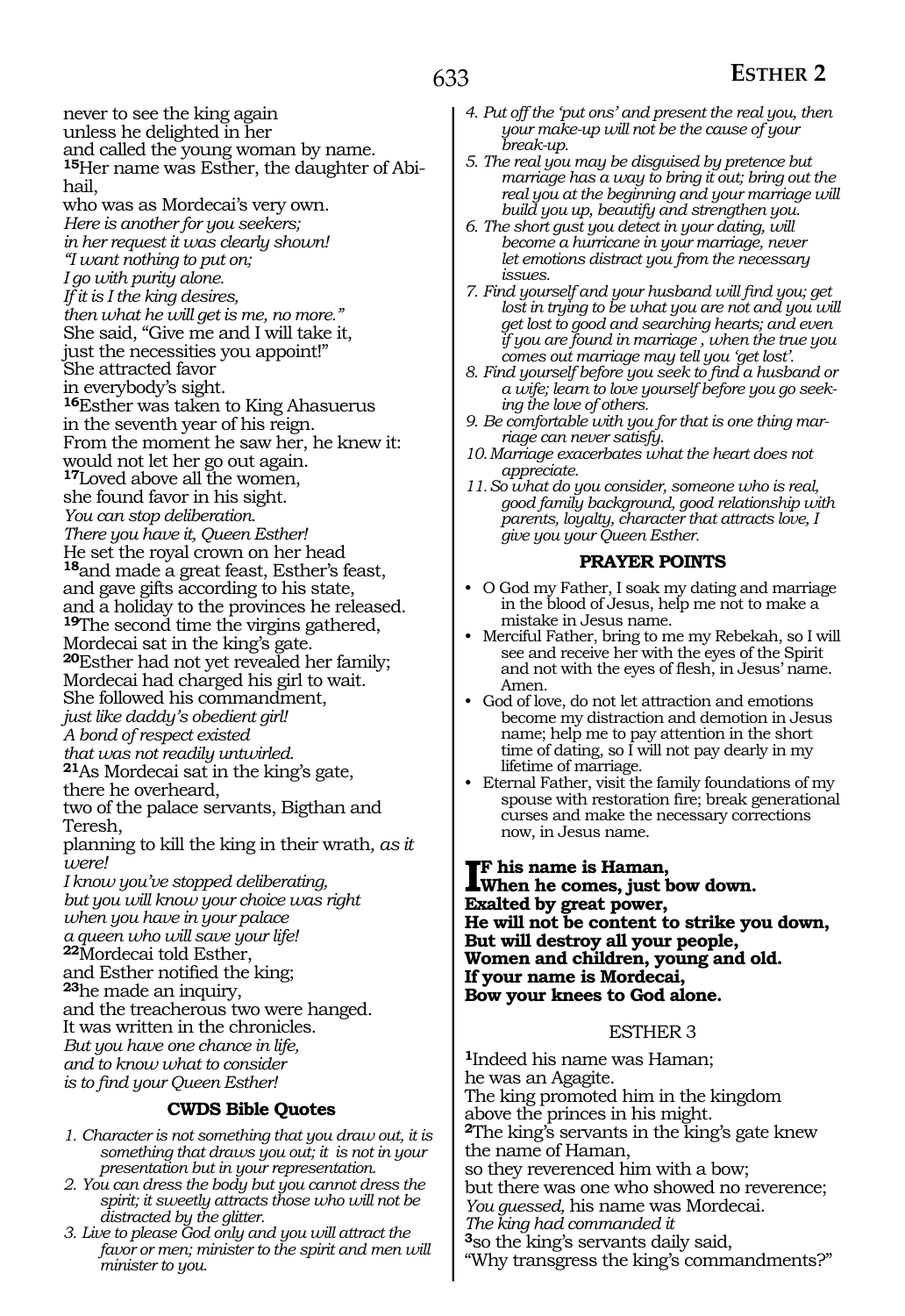never to see the king again
unless he delighted in her
and called the young woman by name.
[15]Her name was Esther, the daughter of Abihail,
who was as Mordecai's very own.
*Here is another for you seekers;*
*in her request it was clearly shown!*
*"I want nothing to put on;*
*I go with purity alone.*
*If it is I the king desires,*
*then what he will get is me, no more."*
She said, "Give me and I will take it,
just the necessities you appoint!"
She attracted favor
in everybody's sight.
[16]Esther was taken to King Ahasuerus
in the seventh year of his reign.
From the moment he saw her, he knew it:
would not let her go out again.
[17]Loved above all the women,
she found favor in his sight.
*You can stop deliberation.*
*There you have it, Queen Esther!*
He set the royal crown on her head
[18]and made a great feast, Esther's feast,
and gave gifts according to his state,
and a holiday to the provinces he released.
[19]The second time the virgins gathered,
Mordecai sat in the king's gate.
[20]Esther had not yet revealed her family;
Mordecai had charged his girl to wait.
She followed his commandment,
*just like daddy's obedient girl!*
*A bond of respect existed*
*that was not readily untwirled.*
[21]As Mordecai sat in the king's gate,
there he overheard,
two of the palace servants, Bigthan and Teresh,
planning to kill the king in their wrath*, as it were!*
*I know you've stopped deliberating,*
*but you will know your choice was right*
*when you have in your palace*
*a queen who will save your life!*
[22]Mordecai told Esther,
and Esther notified the king;
[23]he made an inquiry,
and the treacherous two were hanged.
It was written in the chronicles.
*But you have one chance in life,*
*and to know what to consider*
*is to find your Queen Esther!*

### CWDS Bible Quotes

1. *Character is not something that you draw out, it is something that draws you out; it is not in your presentation but in your representation.*
2. *You can dress the body but you cannot dress the spirit; it sweetly attracts those who will not be distracted by the glitter.*
3. *Live to please God only and you will attract the favor or men; minister to the spirit and men will minister to you.*
4. *Put off the 'put ons' and present the real you, then your make-up will not be the cause of your break-up.*
5. *The real you may be disguised by pretence but marriage has a way to bring it out; bring out the real you at the beginning and your marriage will build you up, beautify and strengthen you.*
6. *The short gust you detect in your dating, will become a hurricane in your marriage, never let emotions distract you from the necessary issues.*
7. *Find yourself and your husband will find you; get lost in trying to be what you are not and you will get lost to good and searching hearts; and even if you are found in marriage , when the true you comes out marriage may tell you 'get lost'.*
8. *Find yourself before you seek to find a husband or a wife; learn to love yourself before you go seeking the love of others.*
9. *Be comfortable with you for that is one thing marriage can never satisfy.*
10. *Marriage exacerbates what the heart does not appreciate.*
11. *So what do you consider, someone who is real, good family background, good relationship with parents, loyalty, character that attracts love, I give you your Queen Esther.*

### PRAYER POINTS

- O God my Father, I soak my dating and marriage in the blood of Jesus, help me not to make a mistake in Jesus name.
- Merciful Father, bring to me my Rebekah, so I will see and receive her with the eyes of the Spirit and not with the eyes of flesh, in Jesus' name. Amen.
- God of love, do not let attraction and emotions become my distraction and demotion in Jesus name; help me to pay attention in the short time of dating, so I will not pay dearly in my lifetime of marriage.
- Eternal Father, visit the family foundations of my spouse with restoration fire; break generational curses and make the necessary corrections now, in Jesus name.

**IF his name is Haman,**
**When he comes, just bow down.**
**Exalted by great power,**
**He will not be content to strike you down,**
**But will destroy all your people,**
**Women and children, young and old.**
**If your name is Mordecai,**
**Bow your knees to God alone.**

## ESTHER 3

[1]Indeed his name was Haman;
he was an Agagite.
The king promoted him in the kingdom
above the princes in his might.
[2]The king's servants in the king's gate knew
the name of Haman,
so they reverenced him with a bow;
but there was one who showed no reverence;
*You guessed,* his name was Mordecai.
*The king had commanded it*
[3]so the king's servants daily said,
"Why transgress the king's commandments?"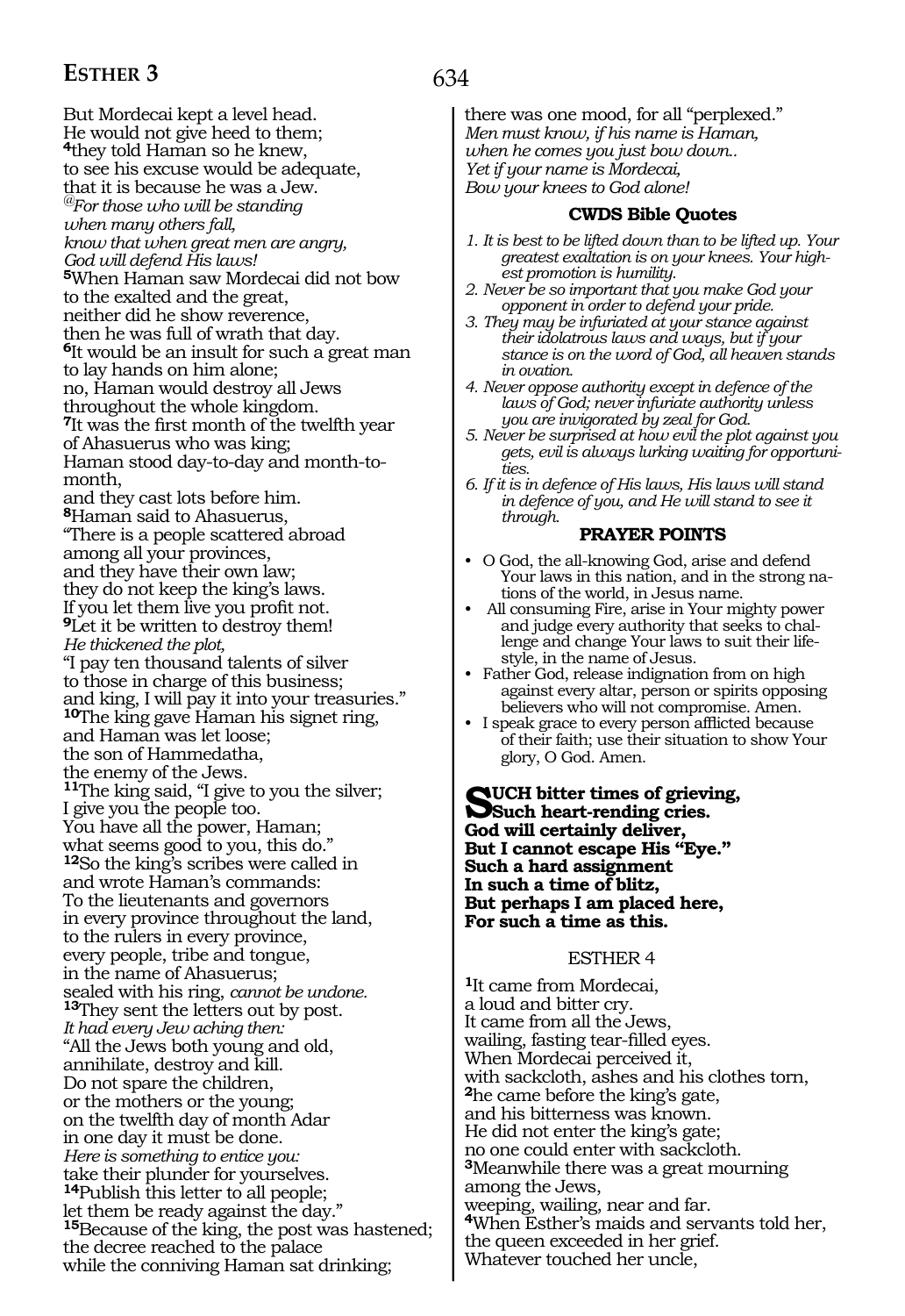But Mordecai kept a level head.
He would not give heed to them;
**4**they told Haman so he knew,
to see his excuse would be adequate,
that it is because he was a Jew.
*@For those who will be standing*
*when many others fall,*
*know that when great men are angry,*
*God will defend His laws!*
**5**When Haman saw Mordecai did not bow
to the exalted and the great,
neither did he show reverence,
then he was full of wrath that day.
**6**It would be an insult for such a great man
to lay hands on him alone;
no, Haman would destroy all Jews
throughout the whole kingdom.
**7**It was the first month of the twelfth year
of Ahasuerus who was king;
Haman stood day-to-day and month-to-month,
and they cast lots before him.
**8**Haman said to Ahasuerus,
"There is a people scattered abroad
among all your provinces,
and they have their own law;
they do not keep the king's laws.
If you let them live you profit not.
**9**Let it be written to destroy them!
*He thickened the plot,*
"I pay ten thousand talents of silver
to those in charge of this business;
and king, I will pay it into your treasuries."
**10**The king gave Haman his signet ring,
and Haman was let loose;
the son of Hammedatha,
the enemy of the Jews.
**11**The king said, "I give to you the silver;
I give you the people too.
You have all the power, Haman;
what seems good to you, this do."
**12**So the king's scribes were called in
and wrote Haman's commands:
To the lieutenants and governors
in every province throughout the land,
to the rulers in every province,
every people, tribe and tongue,
in the name of Ahasuerus;
sealed with his ring, *cannot be undone.*
**13**They sent the letters out by post.
*It had every Jew aching then:*
"All the Jews both young and old,
annihilate, destroy and kill.
Do not spare the children,
or the mothers or the young;
on the twelfth day of month Adar
in one day it must be done.
*Here is something to entice you:*
take their plunder for yourselves.
**14**Publish this letter to all people;
let them be ready against the day."
**15**Because of the king, the post was hastened;
the decree reached to the palace
while the conniving Haman sat drinking;
there was one mood, for all "perplexed."
*Men must know, if his name is Haman,*
*when he comes you just bow down..*
*Yet if your name is Mordecai,*
*Bow your knees to God alone!*

### CWDS Bible Quotes

1. *It is best to be lifted down than to be lifted up. Your greatest exaltation is on your knees. Your highest promotion is humility.*
2. *Never be so important that you make God your opponent in order to defend your pride.*
3. *They may be infuriated at your stance against their idolatrous laws and ways, but if your stance is on the word of God, all heaven stands in ovation.*
4. *Never oppose authority except in defence of the laws of God; never infuriate authority unless you are invigorated by zeal for God.*
5. *Never be surprised at how evil the plot against you gets, evil is always lurking waiting for opportunities.*
6. *If it is in defence of His laws, His laws will stand in defence of you, and He will stand to see it through.*

### PRAYER POINTS

- O God, the all-knowing God, arise and defend Your laws in this nation, and in the strong nations of the world, in Jesus name.
- All consuming Fire, arise in Your mighty power and judge every authority that seeks to challenge and change Your laws to suit their lifestyle, in the name of Jesus.
- Father God, release indignation from on high against every altar, person or spirits opposing believers who will not compromise. Amen.
- I speak grace to every person afflicted because of their faith; use their situation to show Your glory, O God. Amen.

**SUCH bitter times of grieving,**
**Such heart-rending cries.**
**God will certainly deliver,**
**But I cannot escape His "Eye."**
**Such a hard assignment**
**In such a time of blitz,**
**But perhaps I am placed here,**
**For such a time as this.**

## ESTHER 4

**1**It came from Mordecai,
a loud and bitter cry.
It came from all the Jews,
wailing, fasting tear-filled eyes.
When Mordecai perceived it,
with sackcloth, ashes and his clothes torn,
**2**he came before the king's gate,
and his bitterness was known.
He did not enter the king's gate;
no one could enter with sackcloth.
**3**Meanwhile there was a great mourning
among the Jews,
weeping, wailing, near and far.
**4**When Esther's maids and servants told her,
the queen exceeded in her grief.
Whatever touched her uncle,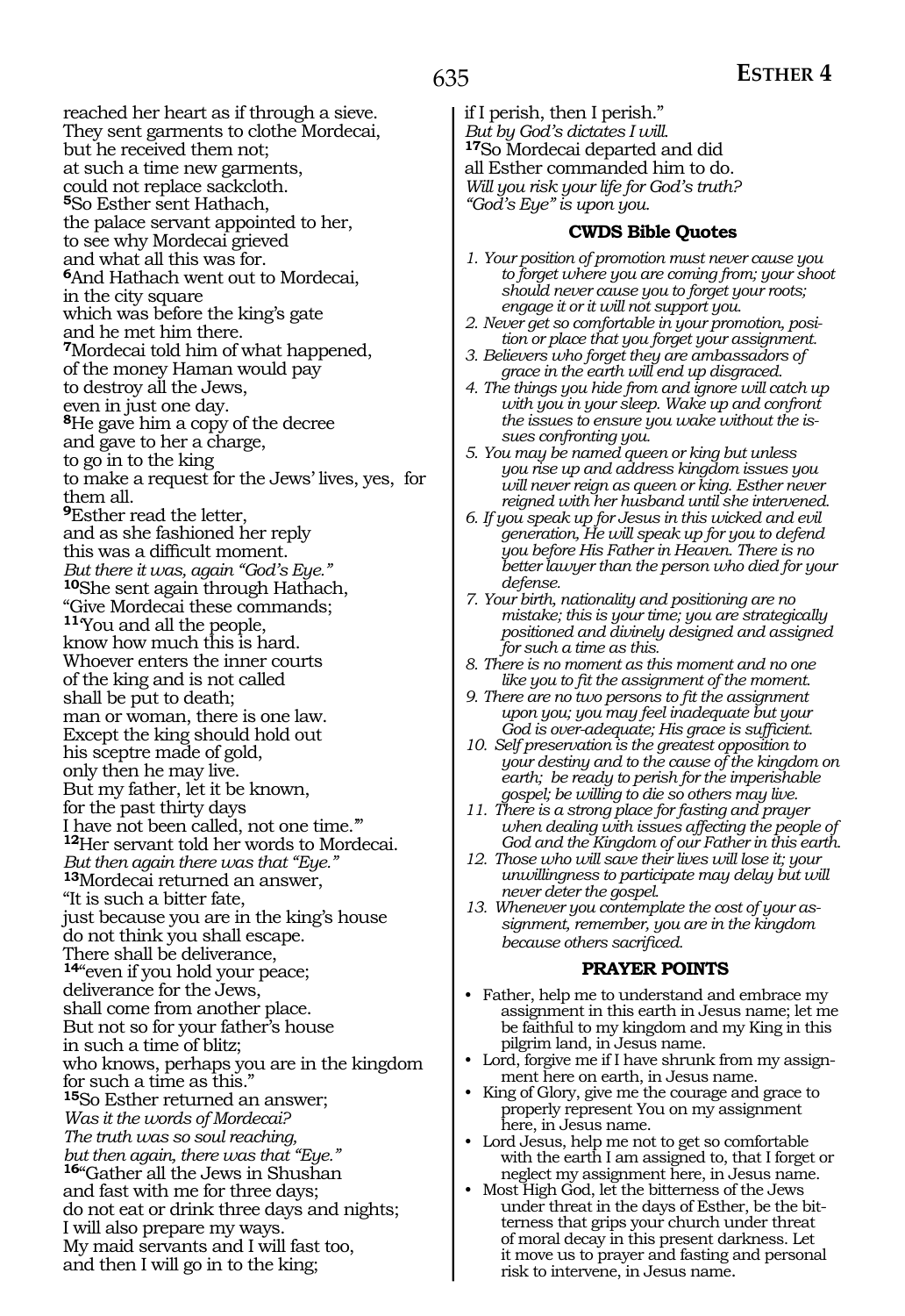reached her heart as if through a sieve.
They sent garments to clothe Mordecai,
but he received them not;
at such a time new garments,
could not replace sackcloth.
**5**So Esther sent Hathach,
the palace servant appointed to her,
to see why Mordecai grieved
and what all this was for.
**6**And Hathach went out to Mordecai,
in the city square
which was before the king's gate
and he met him there.
**7**Mordecai told him of what happened,
of the money Haman would pay
to destroy all the Jews,
even in just one day.
**8**He gave him a copy of the decree
and gave to her a charge,
to go in to the king
to make a request for the Jews' lives, yes, for them all.
**9**Esther read the letter,
and as she fashioned her reply
this was a difficult moment.
*But there it was, again "God's Eye."*
**10**She sent again through Hathach,
"Give Mordecai these commands;
**11**'You and all the people,
know how much this is hard.
Whoever enters the inner courts
of the king and is not called
shall be put to death;
man or woman, there is one law.
Except the king should hold out
his sceptre made of gold,
only then he may live.
But my father, let it be known,
for the past thirty days
I have not been called, not one time.'"
**12**Her servant told her words to Mordecai.
*But then again there was that "Eye."*
**13**Mordecai returned an answer,
"It is such a bitter fate,
just because you are in the king's house
do not think you shall escape.
There shall be deliverance,
**14**"even if you hold your peace;
deliverance for the Jews,
shall come from another place.
But not so for your father's house
in such a time of blitz;
who knows, perhaps you are in the kingdom
for such a time as this."
**15**So Esther returned an answer;
*Was it the words of Mordecai?*
*The truth was so soul reaching,*
*but then again, there was that "Eye."*
**16**"Gather all the Jews in Shushan
and fast with me for three days;
do not eat or drink three days and nights;
I will also prepare my ways.
My maid servants and I will fast too,
and then I will go in to the king;
if I perish, then I perish."
*But by God's dictates I will.*
**17**So Mordecai departed and did
all Esther commanded him to do.
*Will you risk your life for God's truth?*
*"God's Eye" is upon you.*

### CWDS Bible Quotes

*1. Your position of promotion must never cause you to forget where you are coming from; your shoot should never cause you to forget your roots; engage it or it will not support you.*
*2. Never get so comfortable in your promotion, position or place that you forget your assignment.*
*3. Believers who forget they are ambassadors of grace in the earth will end up disgraced.*
*4. The things you hide from and ignore will catch up with you in your sleep. Wake up and confront the issues to ensure you wake without the issues confronting you.*
*5. You may be named queen or king but unless you rise up and address kingdom issues you will never reign as queen or king. Esther never reigned with her husband until she intervened.*
*6. If you speak up for Jesus in this wicked and evil generation, He will speak up for you to defend you before His Father in Heaven. There is no better lawyer than the person who died for your defense.*
*7. Your birth, nationality and positioning are no mistake; this is your time; you are strategically positioned and divinely designed and assigned for such a time as this.*
*8. There is no moment as this moment and no one like you to fit the assignment of the moment.*
*9. There are no two persons to fit the assignment upon you; you may feel inadequate but your God is over-adequate; His grace is sufficient.*
*10. Self preservation is the greatest opposition to your destiny and to the cause of the kingdom on earth; be ready to perish for the imperishable gospel; be willing to die so others may live.*
*11. There is a strong place for fasting and prayer when dealing with issues affecting the people of God and the Kingdom of our Father in this earth.*
*12. Those who will save their lives will lose it; your unwillingness to participate may delay but will never deter the gospel.*
*13. Whenever you contemplate the cost of your assignment, remember, you are in the kingdom because others sacrificed.*

### PRAYER POINTS

- Father, help me to understand and embrace my assignment in this earth in Jesus name; let me be faithful to my kingdom and my King in this pilgrim land, in Jesus name.
- Lord, forgive me if I have shrunk from my assignment here on earth, in Jesus name.
- King of Glory, give me the courage and grace to properly represent You on my assignment here, in Jesus name.
- Lord Jesus, help me not to get so comfortable with the earth I am assigned to, that I forget or neglect my assignment here, in Jesus name.
- Most High God, let the bitterness of the Jews under threat in the days of Esther, be the bitterness that grips your church under threat of moral decay in this present darkness. Let it move us to prayer and fasting and personal risk to intervene, in Jesus name.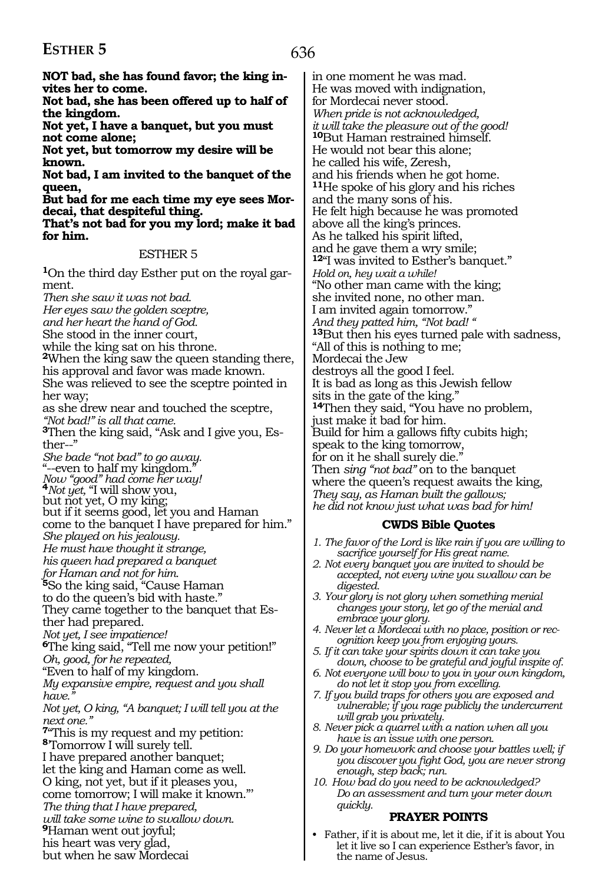**NOT bad, she has found favor; the king invites her to come.**
**Not bad, she has been offered up to half of the kingdom.**
**Not yet, I have a banquet, but you must not come alone;**
**Not yet, but tomorrow my desire will be known.**
**Not bad, I am invited to the banquet of the queen,**
**But bad for me each time my eye sees Mordecai, that despiteful thing.**
**That's not bad for you my lord; make it bad for him.**

## ESTHER 5

[1]On the third day Esther put on the royal garment.
*Then she saw it was not bad.*
*Her eyes saw the golden sceptre,*
*and her heart the hand of God.*
She stood in the inner court,
while the king sat on his throne.
[2]When the king saw the queen standing there,
his approval and favor was made known.
She was relieved to see the sceptre pointed in her way;
as she drew near and touched the sceptre,
*"Not bad!" is all that came.*
[3]Then the king said, "Ask and I give you, Esther--"
*She bade "not bad" to go away.*
"--even to half my kingdom."
*Now "good" had come her way!*
[4]*Not yet,* "I will show you,
but not yet, O my king;
but if it seems good, let you and Haman
come to the banquet I have prepared for him."
*She played on his jealousy.*
*He must have thought it strange,*
*his queen had prepared a banquet*
*for Haman and not for him.*
[5]So the king said, "Cause Haman
to do the queen's bid with haste."
They came together to the banquet that Esther had prepared.
*Not yet, I see impatience!*
[6]The king said, "Tell me now your petition!"
*Oh, good, for he repeated,*
"Even to half of my kingdom.
*My expansive empire, request and you shall have."*
*Not yet, O king, "A banquet; I will tell you at the next one."*
[7]"This is my request and my petition:
[8]Tomorrow I will surely tell.
I have prepared another banquet;
let the king and Haman come as well.
O king, not yet, but if it pleases you,
come tomorrow; I will make it known."'
*The thing that I have prepared,*
*will take some wine to swallow down.*
[9]Haman went out joyful;
his heart was very glad,
but when he saw Mordecai
in one moment he was mad.
He was moved with indignation,
for Mordecai never stood.
*When pride is not acknowledged,*
*it will take the pleasure out of the good!*
[10]But Haman restrained himself.
He would not bear this alone;
he called his wife, Zeresh,
and his friends when he got home.
[11]He spoke of his glory and his riches
and the many sons of his.
He felt high because he was promoted
above all the king's princes.
As he talked his spirit lifted,
and he gave them a wry smile;
[12]"I was invited to Esther's banquet."
*Hold on, hey wait a while!*
"No other man came with the king;
she invited none, no other man.
I am invited again tomorrow."
*And they patted him, "Not bad! "*
[13]But then his eyes turned pale with sadness,
"All of this is nothing to me;
Mordecai the Jew
destroys all the good I feel.
It is bad as long as this Jewish fellow
sits in the gate of the king."
[14]Then they said, "You have no problem,
just make it bad for him.
Build for him a gallows fifty cubits high;
speak to the king tomorrow,
for on it he shall surely die."
Then *sing "not bad"* on to the banquet
where the queen's request awaits the king,
*They say, as Haman built the gallows;*
*he did not know just what was bad for him!*

### CWDS Bible Quotes

1. *The favor of the Lord is like rain if you are willing to sacrifice yourself for His great name.*
2. *Not every banquet you are invited to should be accepted, not every wine you swallow can be digested.*
3. *Your glory is not glory when something menial changes your story, let go of the menial and embrace your glory.*
4. *Never let a Mordecai with no place, position or recognition keep you from enjoying yours.*
5. *If it can take your spirits down it can take you down, choose to be grateful and joyful inspite of.*
6. *Not everyone will bow to you in your own kingdom, do not let it stop you from excelling.*
7. *If you build traps for others you are exposed and vulnerable; if you rage publicly the undercurrent will grab you privately.*
8. *Never pick a quarrel with a nation when all you have is an issue with one person.*
9. *Do your homework and choose your battles well; if you discover you fight God, you are never strong enough, step back; run.*
10. *How bad do you need to be acknowledged? Do an assessment and turn your meter down quickly.*

### PRAYER POINTS

- Father, if it is about me, let it die, if it is about You let it live so I can experience Esther's favor, in the name of Jesus.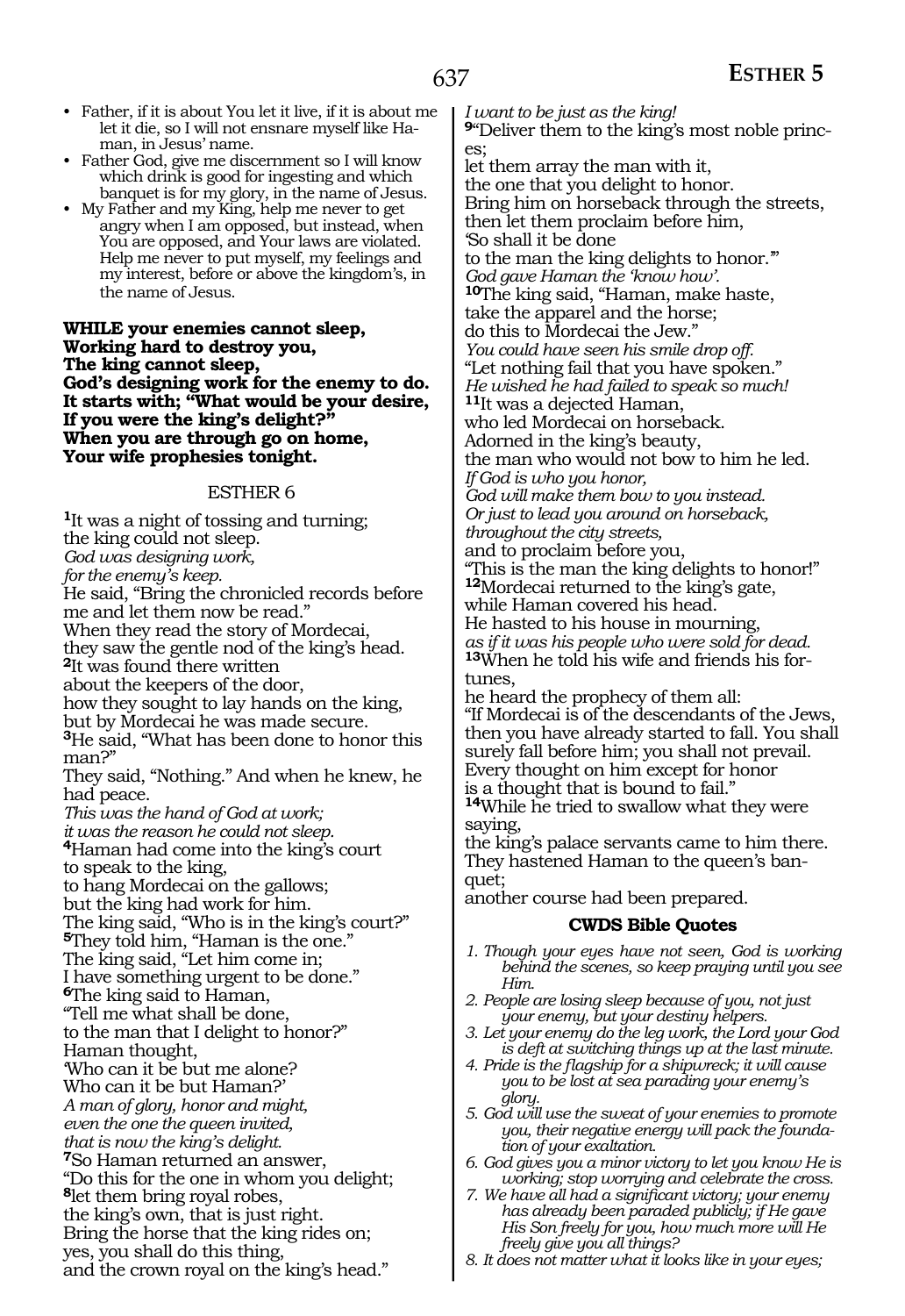- Father, if it is about You let it live, if it is about me let it die, so I will not ensnare myself like Haman, in Jesus' name.
- Father God, give me discernment so I will know which drink is good for ingesting and which banquet is for my glory, in the name of Jesus.
- My Father and my King, help me never to get angry when I am opposed, but instead, when You are opposed, and Your laws are violated. Help me never to put myself, my feelings and my interest, before or above the kingdom's, in the name of Jesus.

**WHILE your enemies cannot sleep,**
**Working hard to destroy you,**
**The king cannot sleep,**
**God's designing work for the enemy to do.**
**It starts with; "What would be your desire,**
**If you were the king's delight?"**
**When you are through go on home,**
**Your wife prophesies tonight.**

## ESTHER 6

**1**It was a night of tossing and turning;
the king could not sleep.
*God was designing work,*
*for the enemy's keep.*
He said, "Bring the chronicled records before me and let them now be read."
When they read the story of Mordecai,
they saw the gentle nod of the king's head.
**2**It was found there written
about the keepers of the door,
how they sought to lay hands on the king,
but by Mordecai he was made secure.
**3**He said, "What has been done to honor this man?"
They said, "Nothing." And when he knew, he had peace.
*This was the hand of God at work;*
*it was the reason he could not sleep.*
**4**Haman had come into the king's court
to speak to the king,
to hang Mordecai on the gallows;
but the king had work for him.
The king said, "Who is in the king's court?"
**5**They told him, "Haman is the one."
The king said, "Let him come in;
I have something urgent to be done."
**6**The king said to Haman,
"Tell me what shall be done,
to the man that I delight to honor?"
Haman thought,
'Who can it be but me alone?
Who can it be but Haman?'
*A man of glory, honor and might,*
*even the one the queen invited,*
*that is now the king's delight.*
**7**So Haman returned an answer,
"Do this for the one in whom you delight;
**8**let them bring royal robes,
the king's own, that is just right.
Bring the horse that the king rides on;
yes, you shall do this thing,
and the crown royal on the king's head."
*I want to be just as the king!*
**9**"Deliver them to the king's most noble princes;
let them array the man with it,
the one that you delight to honor.
Bring him on horseback through the streets,
then let them proclaim before him,
'So shall it be done
to the man the king delights to honor.'"
*God gave Haman the 'know how'.*
**10**The king said, "Haman, make haste,
take the apparel and the horse;
do this to Mordecai the Jew."
*You could have seen his smile drop off.*
"Let nothing fail that you have spoken."
*He wished he had failed to speak so much!*
**11**It was a dejected Haman,
who led Mordecai on horseback.
Adorned in the king's beauty,
the man who would not bow to him he led.
*If God is who you honor,*
*God will make them bow to you instead.*
*Or just to lead you around on horseback,*
*throughout the city streets,*
and to proclaim before you,
"This is the man the king delights to honor!"
**12**Mordecai returned to the king's gate,
while Haman covered his head.
He hasted to his house in mourning,
*as if it was his people who were sold for dead.*
**13**When he told his wife and friends his fortunes,
he heard the prophecy of them all:
"If Mordecai is of the descendants of the Jews,
then you have already started to fall. You shall surely fall before him; you shall not prevail.
Every thought on him except for honor
is a thought that is bound to fail."
**14**While he tried to swallow what they were saying,
the king's palace servants came to him there.
They hastened Haman to the queen's banquet;
another course had been prepared.

### CWDS Bible Quotes

1. *Though your eyes have not seen, God is working behind the scenes, so keep praying until you see Him.*
2. *People are losing sleep because of you, not just your enemy, but your destiny helpers.*
3. *Let your enemy do the leg work, the Lord your God is deft at switching things up at the last minute.*
4. *Pride is the flagship for a shipwreck; it will cause you to be lost at sea parading your enemy's glory.*
5. *God will use the sweat of your enemies to promote you, their negative energy will pack the foundation of your exaltation.*
6. *God gives you a minor victory to let you know He is working; stop worrying and celebrate the cross.*
7. *We have all had a significant victory; your enemy has already been paraded publicly; if He gave His Son freely for you, how much more will He freely give you all things?*
8. *It does not matter what it looks like in your eyes;*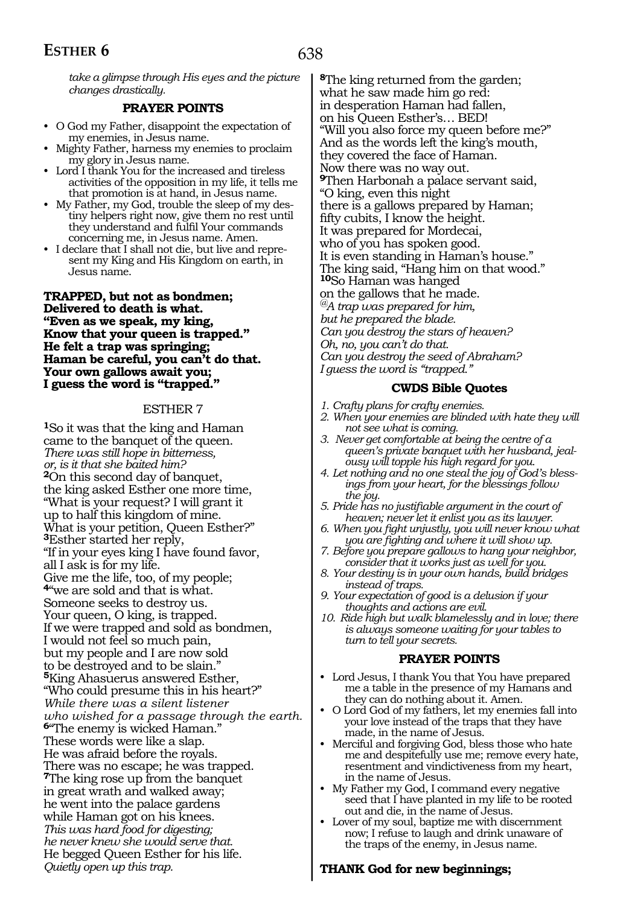*take a glimpse through His eyes and the picture changes drastically.*

### PRAYER POINTS

- O God my Father, disappoint the expectation of my enemies, in Jesus name.
- Mighty Father, harness my enemies to proclaim my glory in Jesus name.
- Lord I thank You for the increased and tireless activities of the opposition in my life, it tells me that promotion is at hand, in Jesus name.
- My Father, my God, trouble the sleep of my destiny helpers right now, give them no rest until they understand and fulfil Your commands concerning me, in Jesus name. Amen.
- I declare that I shall not die, but live and represent my King and His Kingdom on earth, in Jesus name.

**TRAPPED, but not as bondmen;**
**Delivered to death is what.**
**"Even as we speak, my king,**
**Know that your queen is trapped."**
**He felt a trap was springing;**
**Haman be careful, you can't do that.**
**Your own gallows await you;**
**I guess the word is "trapped."**

## ESTHER 7

**1**So it was that the king and Haman
came to the banquet of the queen.
*There was still hope in bitterness,*
*or, is it that she baited him?*
**2**On this second day of banquet,
the king asked Esther one more time,
"What is your request? I will grant it
up to half this kingdom of mine.
What is your petition, Queen Esther?"
**3**Esther started her reply,
"If in your eyes king I have found favor,
all I ask is for my life.
Give me the life, too, of my people;
**4**"we are sold and that is what.
Someone seeks to destroy us.
Your queen, O king, is trapped.
If we were trapped and sold as bondmen,
I would not feel so much pain,
but my people and I are now sold
to be destroyed and to be slain."
**5**King Ahasuerus answered Esther,
"Who could presume this in his heart?"
*While there was a silent listener*
*who wished for a passage through the earth.*
**6**"The enemy is wicked Haman."
These words were like a slap.
He was afraid before the royals.
There was no escape; he was trapped.
**7**The king rose up from the banquet
in great wrath and walked away;
he went into the palace gardens
while Haman got on his knees.
*This was hard food for digesting;*
*he never knew she would serve that.*
He begged Queen Esther for his life.
*Quietly open up this trap.*

**8**The king returned from the garden;
what he saw made him go red:
in desperation Haman had fallen,
on his Queen Esther's… BED!
"Will you also force my queen before me?"
And as the words left the king's mouth,
they covered the face of Haman.
Now there was no way out.
**9**Then Harbonah a palace servant said,
"O king, even this night
there is a gallows prepared by Haman;
fifty cubits, I know the height.
It was prepared for Mordecai,
who of you has spoken good.
It is even standing in Haman's house."
The king said, "Hang him on that wood."
**10**So Haman was hanged
on the gallows that he made.
*@A trap was prepared for him,*
*but he prepared the blade.*
*Can you destroy the stars of heaven?*
*Oh, no, you can't do that.*
*Can you destroy the seed of Abraham?*
*I guess the word is "trapped."*

### CWDS Bible Quotes

1. *Crafty plans for crafty enemies.*
2. *When your enemies are blinded with hate they will not see what is coming.*
3. *Never get comfortable at being the centre of a queen's private banquet with her husband, jealousy will topple his high regard for you.*
4. *Let nothing and no one steal the joy of God's blessings from your heart, for the blessings follow the joy.*
5. *Pride has no justifiable argument in the court of heaven; never let it enlist you as its lawyer.*
6. *When you fight unjustly, you will never know what you are fighting and where it will show up.*
7. *Before you prepare gallows to hang your neighbor, consider that it works just as well for you.*
8. *Your destiny is in your own hands, build bridges instead of traps.*
9. *Your expectation of good is a delusion if your thoughts and actions are evil.*
10. *Ride high but walk blamelessly and in love; there is always someone waiting for your tables to turn to tell your secrets.*

### PRAYER POINTS

- Lord Jesus, I thank You that You have prepared me a table in the presence of my Hamans and they can do nothing about it. Amen.
- O Lord God of my fathers, let my enemies fall into your love instead of the traps that they have made, in the name of Jesus.
- Merciful and forgiving God, bless those who hate me and despitefully use me; remove every hate, resentment and vindictiveness from my heart, in the name of Jesus.
- My Father my God, I command every negative seed that I have planted in my life to be rooted out and die, in the name of Jesus.
- Lover of my soul, baptize me with discernment now; I refuse to laugh and drink unaware of the traps of the enemy, in Jesus name.

**THANK God for new beginnings;**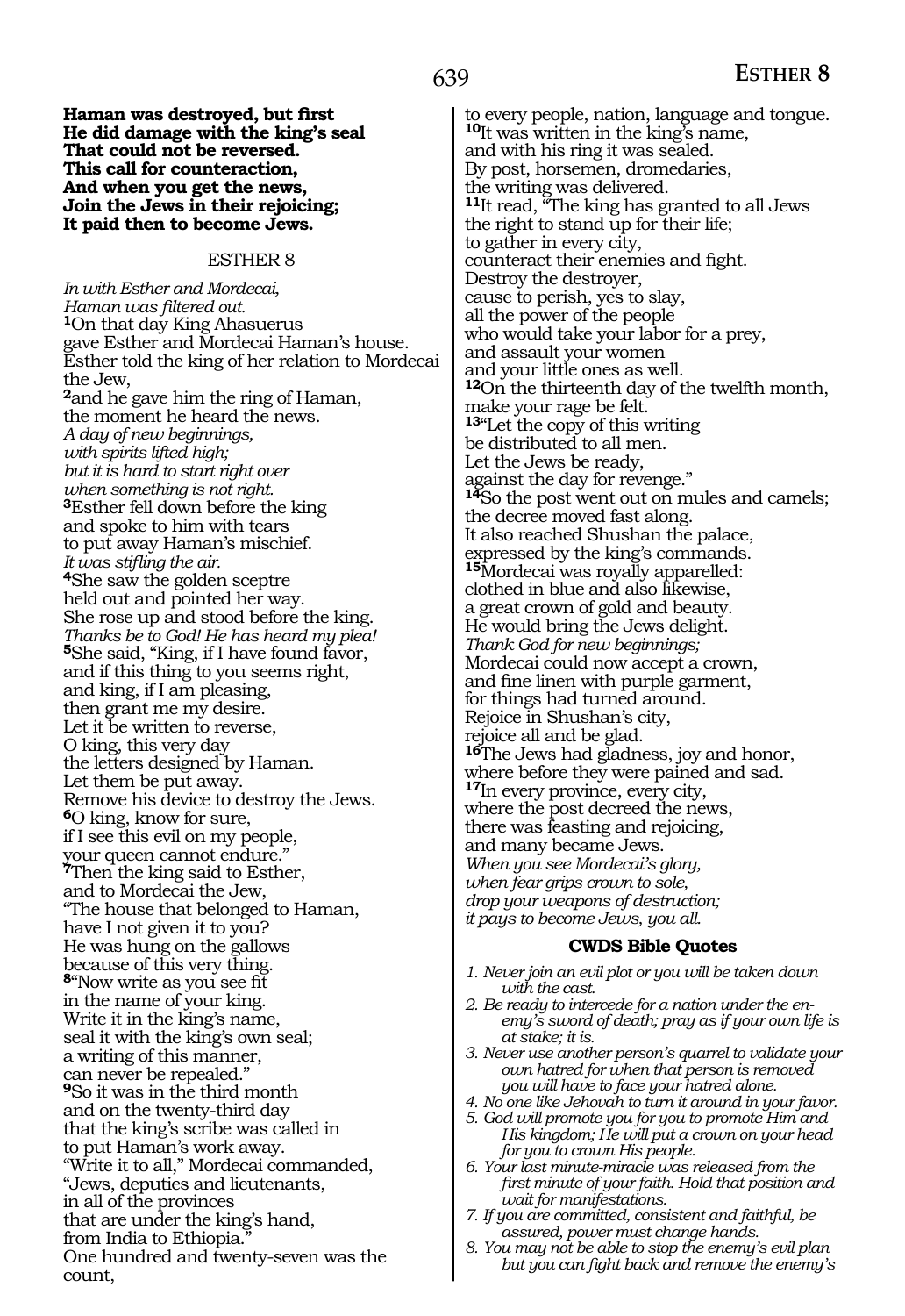**Haman was destroyed, but first**
**He did damage with the king's seal**
**That could not be reversed.**
**This call for counteraction,**
**And when you get the news,**
**Join the Jews in their rejoicing;**
**It paid then to become Jews.**

## ESTHER 8

*In with Esther and Mordecai,*
*Haman was filtered out.*
**1**On that day King Ahasuerus
gave Esther and Mordecai Haman's house.
Esther told the king of her relation to Mordecai the Jew,
**2**and he gave him the ring of Haman,
the moment he heard the news.
*A day of new beginnings,*
*with spirits lifted high;*
*but it is hard to start right over*
*when something is not right.*
**3**Esther fell down before the king
and spoke to him with tears
to put away Haman's mischief.
*It was stifling the air.*
**4**She saw the golden sceptre
held out and pointed her way.
She rose up and stood before the king.
*Thanks be to God! He has heard my plea!*
**5**She said, "King, if I have found favor,
and if this thing to you seems right,
and king, if I am pleasing,
then grant me my desire.
Let it be written to reverse,
O king, this very day
the letters designed by Haman.
Let them be put away.
Remove his device to destroy the Jews.
**6**O king, know for sure,
if I see this evil on my people,
your queen cannot endure."
**7**Then the king said to Esther,
and to Mordecai the Jew,
"The house that belonged to Haman,
have I not given it to you?
He was hung on the gallows
because of this very thing.
**8**"Now write as you see fit
in the name of your king.
Write it in the king's name,
seal it with the king's own seal;
a writing of this manner,
can never be repealed."
**9**So it was in the third month
and on the twenty-third day
that the king's scribe was called in
to put Haman's work away.
"Write it to all," Mordecai commanded,
"Jews, deputies and lieutenants,
in all of the provinces
that are under the king's hand,
from India to Ethiopia."
One hundred and twenty-seven was the count,
to every people, nation, language and tongue.
**10**It was written in the king's name,
and with his ring it was sealed.
By post, horsemen, dromedaries,
the writing was delivered.
**11**It read, "The king has granted to all Jews
the right to stand up for their life;
to gather in every city,
counteract their enemies and fight.
Destroy the destroyer,
cause to perish, yes to slay,
all the power of the people
who would take your labor for a prey,
and assault your women
and your little ones as well.
**12**On the thirteenth day of the twelfth month,
make your rage be felt.
**13**"Let the copy of this writing
be distributed to all men.
Let the Jews be ready,
against the day for revenge."
**14**So the post went out on mules and camels;
the decree moved fast along.
It also reached Shushan the palace,
expressed by the king's commands.
**15**Mordecai was royally apparelled:
clothed in blue and also likewise,
a great crown of gold and beauty.
He would bring the Jews delight.
*Thank God for new beginnings;*
Mordecai could now accept a crown,
and fine linen with purple garment,
for things had turned around.
Rejoice in Shushan's city,
rejoice all and be glad.
**16**The Jews had gladness, joy and honor,
where before they were pained and sad.
**17**In every province, every city,
where the post decreed the news,
there was feasting and rejoicing,
and many became Jews.
*When you see Mordecai's glory,*
*when fear grips crown to sole,*
*drop your weapons of destruction;*
*it pays to become Jews, you all.*

### CWDS Bible Quotes

1. *Never join an evil plot or you will be taken down with the cast.*
2. *Be ready to intercede for a nation under the enemy's sword of death; pray as if your own life is at stake; it is.*
3. *Never use another person's quarrel to validate your own hatred for when that person is removed you will have to face your hatred alone.*
4. *No one like Jehovah to turn it around in your favor.*
5. *God will promote you for you to promote Him and His kingdom; He will put a crown on your head for you to crown His people.*
6. *Your last minute-miracle was released from the first minute of your faith. Hold that position and wait for manifestations.*
7. *If you are committed, consistent and faithful, be assured, power must change hands.*
8. *You may not be able to stop the enemy's evil plan but you can fight back and remove the enemy's*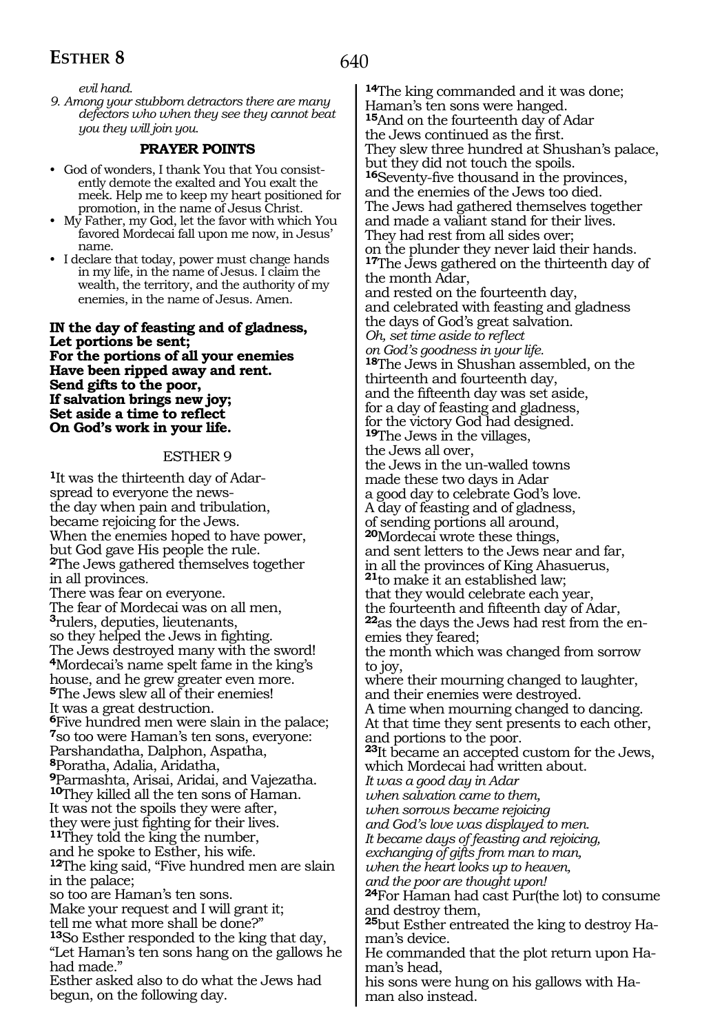*evil hand.*

*9. Among your stubborn detractors there are many defectors who when they see they cannot beat you they will join you.*

**PRAYER POINTS**

- God of wonders, I thank You that You consistently demote the exalted and You exalt the meek. Help me to keep my heart positioned for promotion, in the name of Jesus Christ.
- My Father, my God, let the favor with which You favored Mordecai fall upon me now, in Jesus' name.
- I declare that today, power must change hands in my life, in the name of Jesus. I claim the wealth, the territory, and the authority of my enemies, in the name of Jesus. Amen.

**IN the day of feasting and of gladness,**
**Let portions be sent;**
**For the portions of all your enemies**
**Have been ripped away and rent.**
**Send gifts to the poor,**
**If salvation brings new joy;**
**Set aside a time to reflect**
**On God's work in your life.**

## ESTHER 9

**1**It was the thirteenth day of Adar-
spread to everyone the news-
the day when pain and tribulation,
became rejoicing for the Jews.
When the enemies hoped to have power,
but God gave His people the rule.
**2**The Jews gathered themselves together
in all provinces.
There was fear on everyone.
The fear of Mordecai was on all men,
**3**rulers, deputies, lieutenants,
so they helped the Jews in fighting.
The Jews destroyed many with the sword!
**4**Mordecai's name spelt fame in the king's house, and he grew greater even more.
**5**The Jews slew all of their enemies!
It was a great destruction.
**6**Five hundred men were slain in the palace;
**7**so too were Haman's ten sons, everyone:
Parshandatha, Dalphon, Aspatha,
**8**Poratha, Adalia, Aridatha,
**9**Parmashta, Arisai, Aridai, and Vajezatha.
**10**They killed all the ten sons of Haman.
It was not the spoils they were after,
they were just fighting for their lives.
**11**They told the king the number,
and he spoke to Esther, his wife.
**12**The king said, "Five hundred men are slain in the palace;
so too are Haman's ten sons.
Make your request and I will grant it;
tell me what more shall be done?"
**13**So Esther responded to the king that day,
"Let Haman's ten sons hang on the gallows he had made."
Esther asked also to do what the Jews had begun, on the following day.

**14**The king commanded and it was done;
Haman's ten sons were hanged.
**15**And on the fourteenth day of Adar
the Jews continued as the first.
They slew three hundred at Shushan's palace,
but they did not touch the spoils.
**16**Seventy-five thousand in the provinces,
and the enemies of the Jews too died.
The Jews had gathered themselves together
and made a valiant stand for their lives.
They had rest from all sides over;
on the plunder they never laid their hands.
**17**The Jews gathered on the thirteenth day of the month Adar,
and rested on the fourteenth day,
and celebrated with feasting and gladness
the days of God's great salvation.
*Oh, set time aside to reflect*
*on God's goodness in your life.*
**18**The Jews in Shushan assembled, on the thirteenth and fourteenth day,
and the fifteenth day was set aside,
for a day of feasting and gladness,
for the victory God had designed.
**19**The Jews in the villages,
the Jews all over,
the Jews in the un-walled towns
made these two days in Adar
a good day to celebrate God's love.
A day of feasting and of gladness,
of sending portions all around,
**20**Mordecai wrote these things,
and sent letters to the Jews near and far,
in all the provinces of King Ahasuerus,
**21**to make it an established law;
that they would celebrate each year,
the fourteenth and fifteenth day of Adar,
**22**as the days the Jews had rest from the enemies they feared;
the month which was changed from sorrow to joy,
where their mourning changed to laughter,
and their enemies were destroyed.
A time when mourning changed to dancing.
At that time they sent presents to each other,
and portions to the poor.
**23**It became an accepted custom for the Jews,
which Mordecai had written about.
*It was a good day in Adar*
*when salvation came to them,*
*when sorrows became rejoicing*
*and God's love was displayed to men.*
*It became days of feasting and rejoicing,*
*exchanging of gifts from man to man,*
*when the heart looks up to heaven,*
*and the poor are thought upon!*
**24**For Haman had cast Pur(the lot) to consume and destroy them,
**25**but Esther entreated the king to destroy Haman's device.
He commanded that the plot return upon Haman's head,
his sons were hung on his gallows with Haman also instead.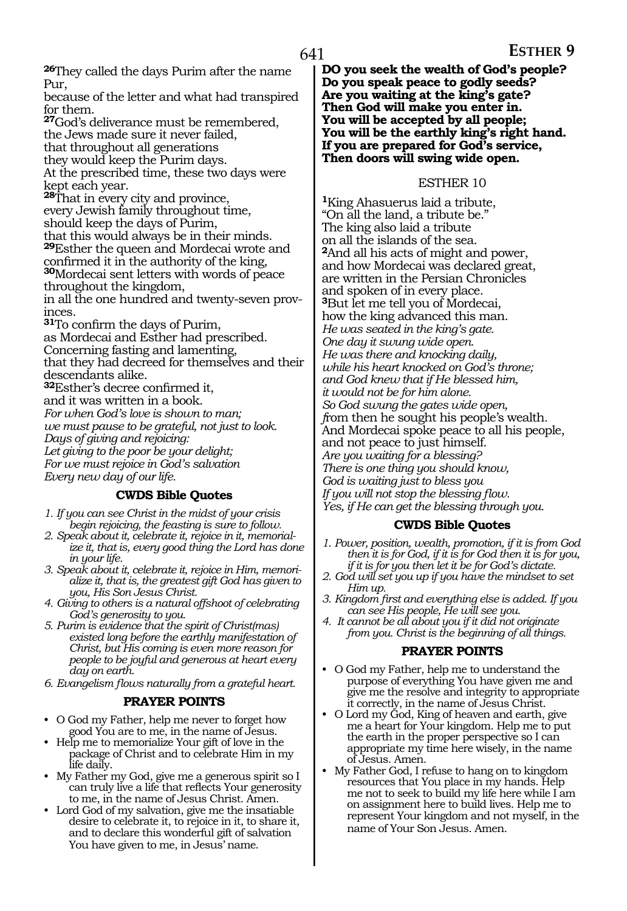**26**They called the days Purim after the name Pur,
because of the letter and what had transpired for them.
**27**God's deliverance must be remembered,
the Jews made sure it never failed,
that throughout all generations
they would keep the Purim days.
At the prescribed time, these two days were kept each year.
**28**That in every city and province,
every Jewish family throughout time,
should keep the days of Purim,
that this would always be in their minds.
**29**Esther the queen and Mordecai wrote and confirmed it in the authority of the king,
**30**Mordecai sent letters with words of peace throughout the kingdom,
in all the one hundred and twenty-seven provinces.
**31**To confirm the days of Purim,
as Mordecai and Esther had prescribed.
Concerning fasting and lamenting,
that they had decreed for themselves and their descendants alike.
**32**Esther's decree confirmed it,
and it was written in a book.
*For when God's love is shown to man;*
*we must pause to be grateful, not just to look.*
*Days of giving and rejoicing:*
*Let giving to the poor be your delight;*
*For we must rejoice in God's salvation*
*Every new day of our life.*

### CWDS Bible Quotes

1. *If you can see Christ in the midst of your crisis begin rejoicing, the feasting is sure to follow.*
2. *Speak about it, celebrate it, rejoice in it, memorialize it, that is, every good thing the Lord has done in your life.*
3. *Speak about it, celebrate it, rejoice in Him, memorialize it, that is, the greatest gift God has given to you, His Son Jesus Christ.*
4. *Giving to others is a natural offshoot of celebrating God's generosity to you.*
5. *Purim is evidence that the spirit of Christ(mas) existed long before the earthly manifestation of Christ, but His coming is even more reason for people to be joyful and generous at heart every day on earth.*
6. *Evangelism flows naturally from a grateful heart.*

### PRAYER POINTS

- O God my Father, help me never to forget how good You are to me, in the name of Jesus.
- Help me to memorialize Your gift of love in the package of Christ and to celebrate Him in my life daily.
- My Father my God, give me a generous spirit so I can truly live a life that reflects Your generosity to me, in the name of Jesus Christ. Amen.
- Lord God of my salvation, give me the insatiable desire to celebrate it, to rejoice in it, to share it, and to declare this wonderful gift of salvation You have given to me, in Jesus' name.

**DO you seek the wealth of God's people?**
**Do you speak peace to godly seeds?**
**Are you waiting at the king's gate?**
**Then God will make you enter in.**
**You will be accepted by all people;**
**You will be the earthly king's right hand.**
**If you are prepared for God's service,**
**Then doors will swing wide open.**

## ESTHER 10

**1**King Ahasuerus laid a tribute,
"On all the land, a tribute be."
The king also laid a tribute
on all the islands of the sea.
**2**And all his acts of might and power,
and how Mordecai was declared great,
are written in the Persian Chronicles
and spoken of in every place.
**3**But let me tell you of Mordecai,
how the king advanced this man.
*He was seated in the king's gate.*
*One day it swung wide open.*
*He was there and knocking daily,*
*while his heart knocked on God's throne;*
*and God knew that if He blessed him,*
*it would not be for him alone.*
*So God swung the gates wide open,*
*from then he sought his people's wealth.*
And Mordecai spoke peace to all his people,
and not peace to just himself.
*Are you waiting for a blessing?*
*There is one thing you should know,*
*God is waiting just to bless you*
*If you will not stop the blessing flow.*
*Yes, if He can get the blessing through you.*

### CWDS Bible Quotes

1. *Power, position, wealth, promotion, if it is from God then it is for God, if it is for God then it is for you, if it is for you then let it be for God's dictate.*
2. *God will set you up if you have the mindset to set Him up.*
3. *Kingdom first and everything else is added. If you can see His people, He will see you.*
4. *It cannot be all about you if it did not originate from you. Christ is the beginning of all things.*

### PRAYER POINTS

- O God my Father, help me to understand the purpose of everything You have given me and give me the resolve and integrity to appropriate it correctly, in the name of Jesus Christ.
- O Lord my God, King of heaven and earth, give me a heart for Your kingdom. Help me to put the earth in the proper perspective so I can appropriate my time here wisely, in the name of Jesus. Amen.
- My Father God, I refuse to hang on to kingdom resources that You place in my hands. Help me not to seek to build my life here while I am on assignment here to build lives. Help me to represent Your kingdom and not myself, in the name of Your Son Jesus. Amen.